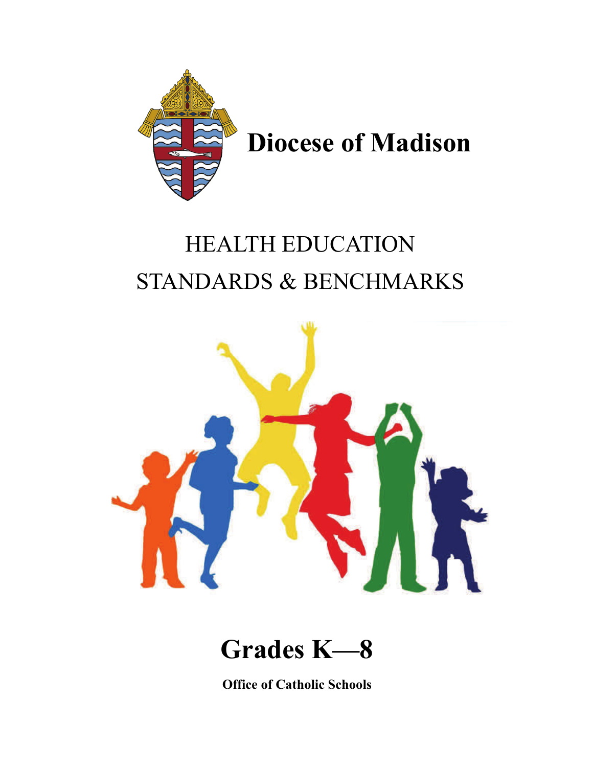# Diocese of Madison

## HEALTH EDUCATION
## STANDARDS & BENCHMARKS

# Grades K—8

**Office of Catholic Schools**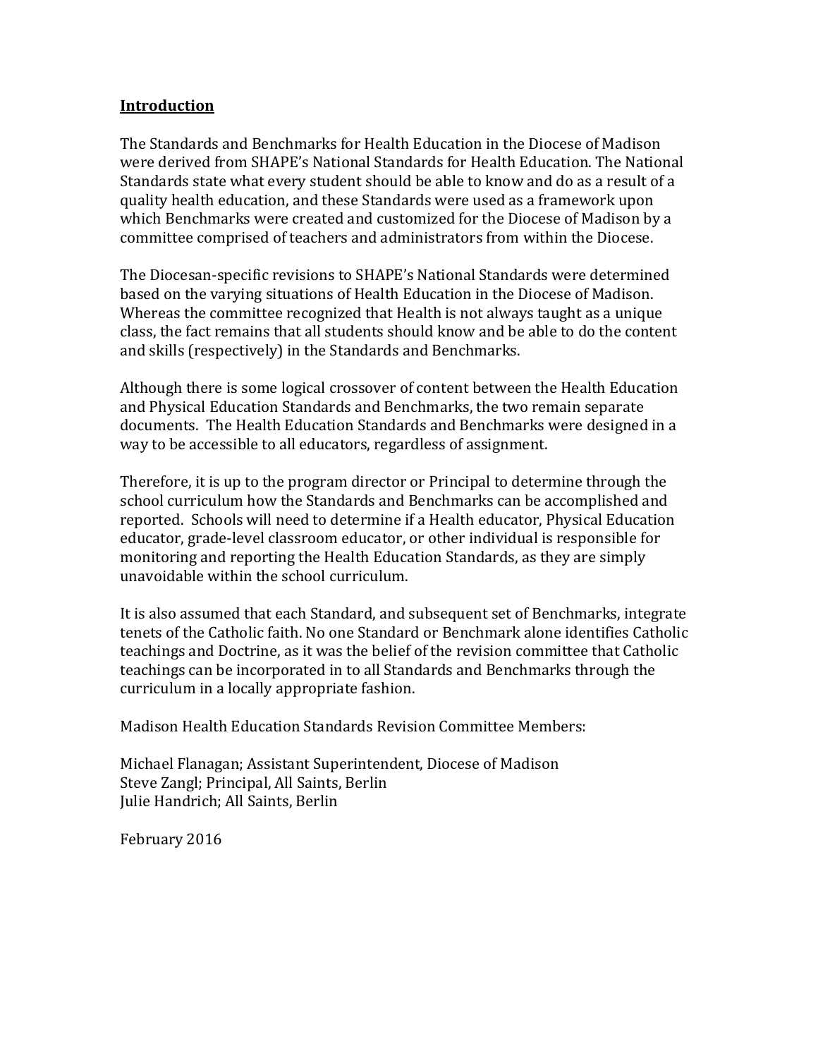**Introduction**

The Standards and Benchmarks for Health Education in the Diocese of Madison were derived from SHAPE's National Standards for Health Education. The National Standards state what every student should be able to know and do as a result of a quality health education, and these Standards were used as a framework upon which Benchmarks were created and customized for the Diocese of Madison by a committee comprised of teachers and administrators from within the Diocese.

The Diocesan-specific revisions to SHAPE's National Standards were determined based on the varying situations of Health Education in the Diocese of Madison. Whereas the committee recognized that Health is not always taught as a unique class, the fact remains that all students should know and be able to do the content and skills (respectively) in the Standards and Benchmarks.

Although there is some logical crossover of content between the Health Education and Physical Education Standards and Benchmarks, the two remain separate documents. The Health Education Standards and Benchmarks were designed in a way to be accessible to all educators, regardless of assignment.

Therefore, it is up to the program director or Principal to determine through the school curriculum how the Standards and Benchmarks can be accomplished and reported. Schools will need to determine if a Health educator, Physical Education educator, grade-level classroom educator, or other individual is responsible for monitoring and reporting the Health Education Standards, as they are simply unavoidable within the school curriculum.

It is also assumed that each Standard, and subsequent set of Benchmarks, integrate tenets of the Catholic faith. No one Standard or Benchmark alone identifies Catholic teachings and Doctrine, as it was the belief of the revision committee that Catholic teachings can be incorporated in to all Standards and Benchmarks through the curriculum in a locally appropriate fashion.

Madison Health Education Standards Revision Committee Members:

Michael Flanagan; Assistant Superintendent, Diocese of Madison
Steve Zangl; Principal, All Saints, Berlin
Julie Handrich; All Saints, Berlin

February 2016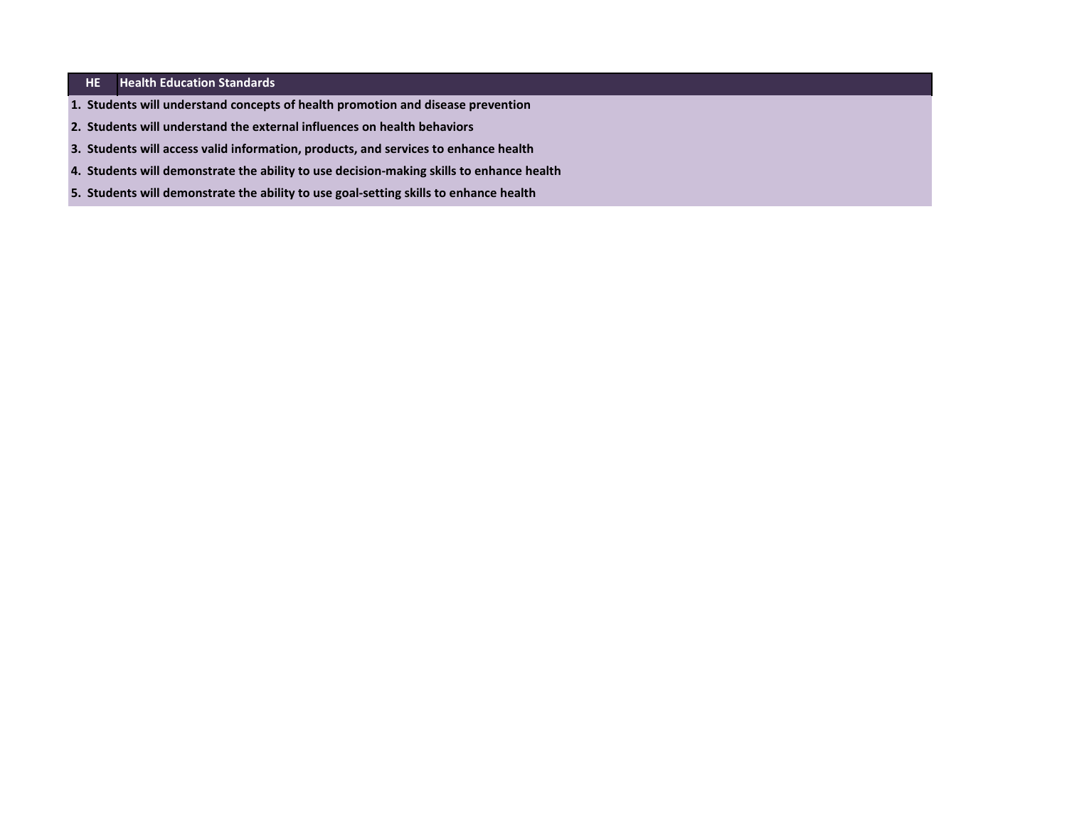| HE | Health Education Standards |
|---|---|
| **1. Students will understand concepts of health promotion and disease prevention** | |
| **2. Students will understand the external influences on health behaviors** | |
| **3. Students will access valid information, products, and services to enhance health** | |
| **4. Students will demonstrate the ability to use decision-making skills to enhance health** | |
| **5. Students will demonstrate the ability to use goal-setting skills to enhance health** | |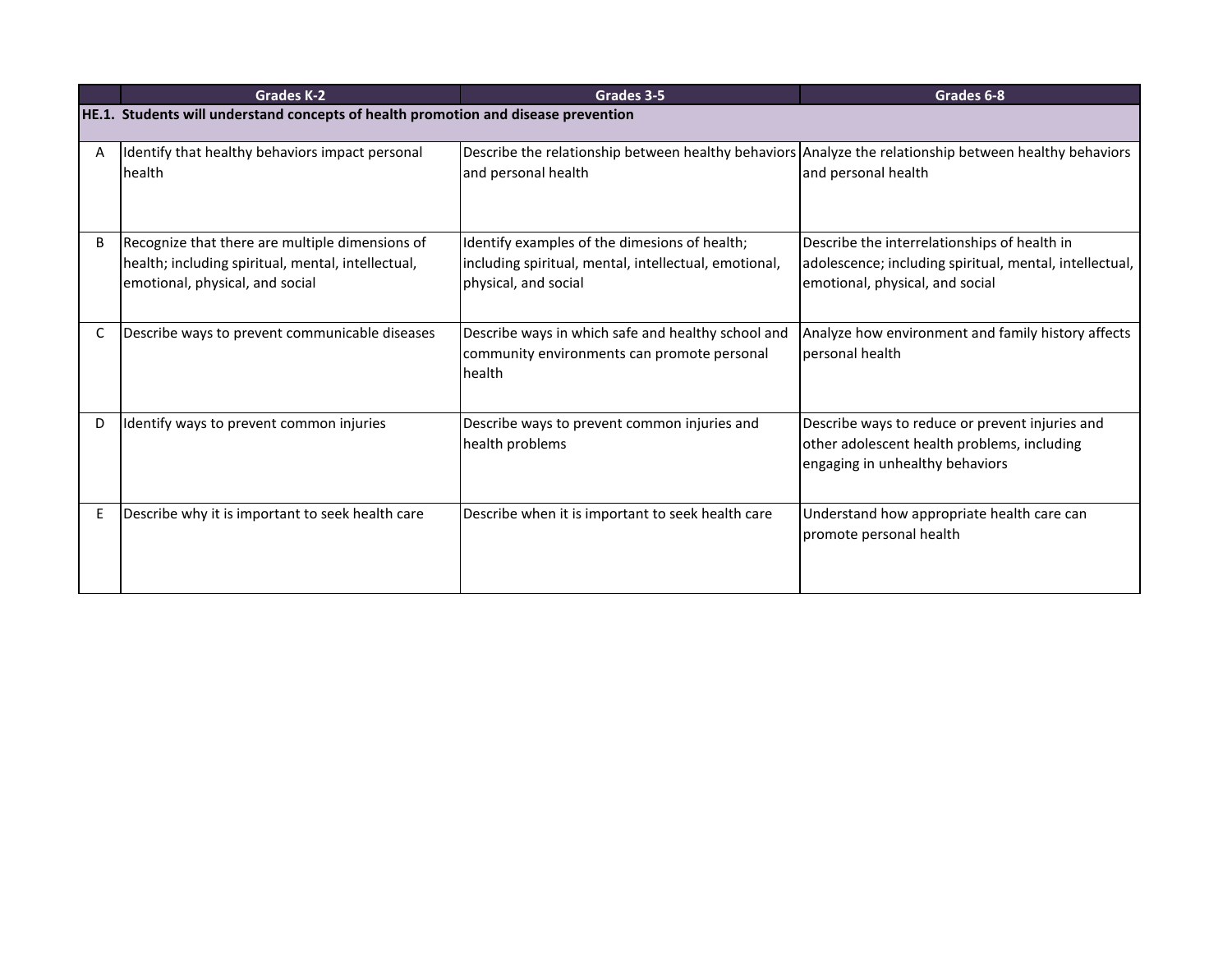| | Grades K-2 | Grades 3-5 | Grades 6-8 |
|---|---|---|---|
| **HE.1. Students will understand concepts of health promotion and disease prevention** | | | |
| A | Identify that healthy behaviors impact personal health | Describe the relationship between healthy behaviors and personal health | Analyze the relationship between healthy behaviors and personal health |
| B | Recognize that there are multiple dimensions of health; including spiritual, mental, intellectual, emotional, physical, and social | Identify examples of the dimesions of health; including spiritual, mental, intellectual, emotional, physical, and social | Describe the interrelationships of health in adolescence; including spiritual, mental, intellectual, emotional, physical, and social |
| C | Describe ways to prevent communicable diseases | Describe ways in which safe and healthy school and community environments can promote personal health | Analyze how environment and family history affects personal health |
| D | Identify ways to prevent common injuries | Describe ways to prevent common injuries and health problems | Describe ways to reduce or prevent injuries and other adolescent health problems, including engaging in unhealthy behaviors |
| E | Describe why it is important to seek health care | Describe when it is important to seek health care | Understand how appropriate health care can promote personal health |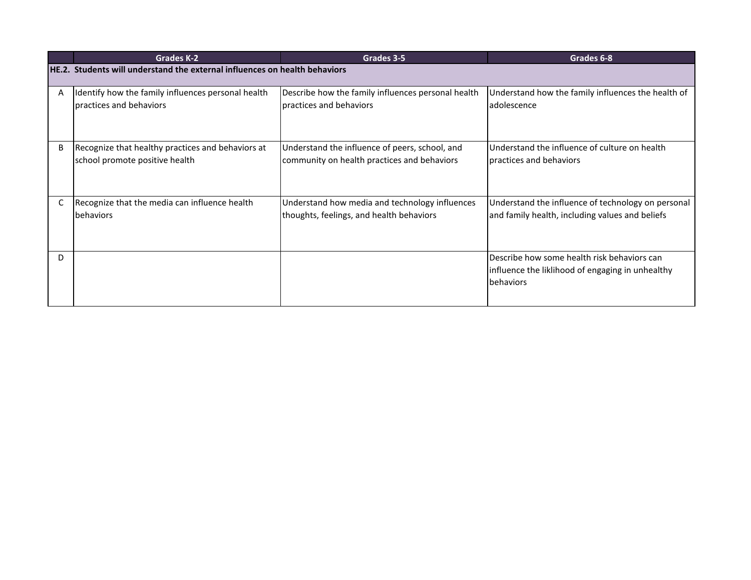| | Grades K-2 | Grades 3-5 | Grades 6-8 |
|---|---|---|---|
| **HE.2. Students will understand the external influences on health behaviors** | | | |
| A | Identify how the family influences personal health practices and behaviors | Describe how the family influences personal health practices and behaviors | Understand how the family influences the health of adolescence |
| B | Recognize that healthy practices and behaviors at school promote positive health | Understand the influence of peers, school, and community on health practices and behaviors | Understand the influence of culture on health practices and behaviors |
| C | Recognize that the media can influence health behaviors | Understand how media and technology influences thoughts, feelings, and health behaviors | Understand the influence of technology on personal and family health, including values and beliefs |
| D | | | Describe how some health risk behaviors can influence the liklihood of engaging in unhealthy behaviors |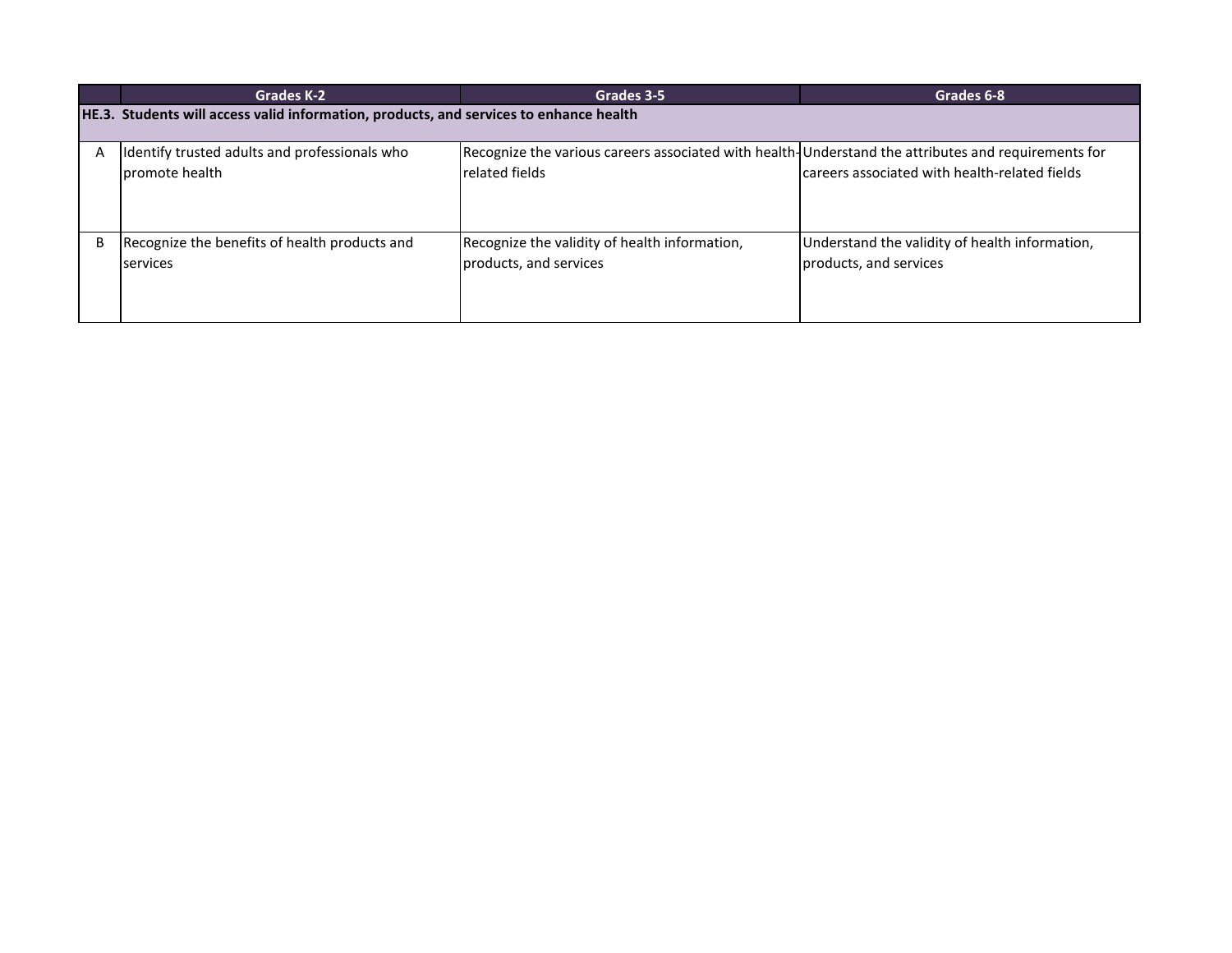| | Grades K-2 | Grades 3-5 | Grades 6-8 |
|---|---|---|---|
| **HE.3. Students will access valid information, products, and services to enhance health** | | | |
| A | Identify trusted adults and professionals who promote health | Recognize the various careers associated with health-related fields | Understand the attributes and requirements for careers associated with health-related fields |
| B | Recognize the benefits of health products and services | Recognize the validity of health information, products, and services | Understand the validity of health information, products, and services |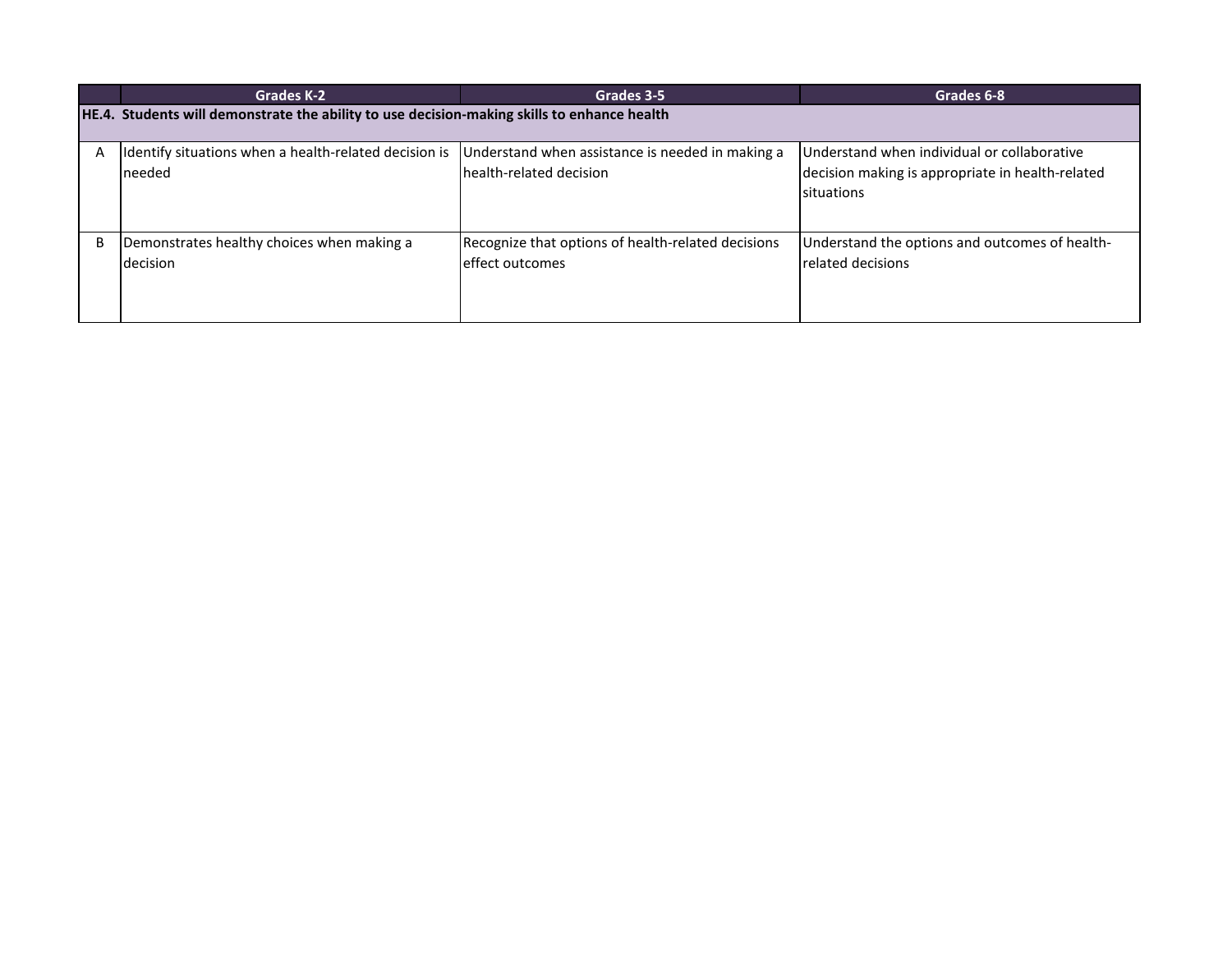| | Grades K-2 | Grades 3-5 | Grades 6-8 |
|---|---|---|---|
| **HE.4. Students will demonstrate the ability to use decision-making skills to enhance health** | | | |
| A | Identify situations when a health-related decision is needed | Understand when assistance is needed in making a health-related decision | Understand when individual or collaborative decision making is appropriate in health-related situations |
| B | Demonstrates healthy choices when making a decision | Recognize that options of health-related decisions effect outcomes | Understand the options and outcomes of health-related decisions |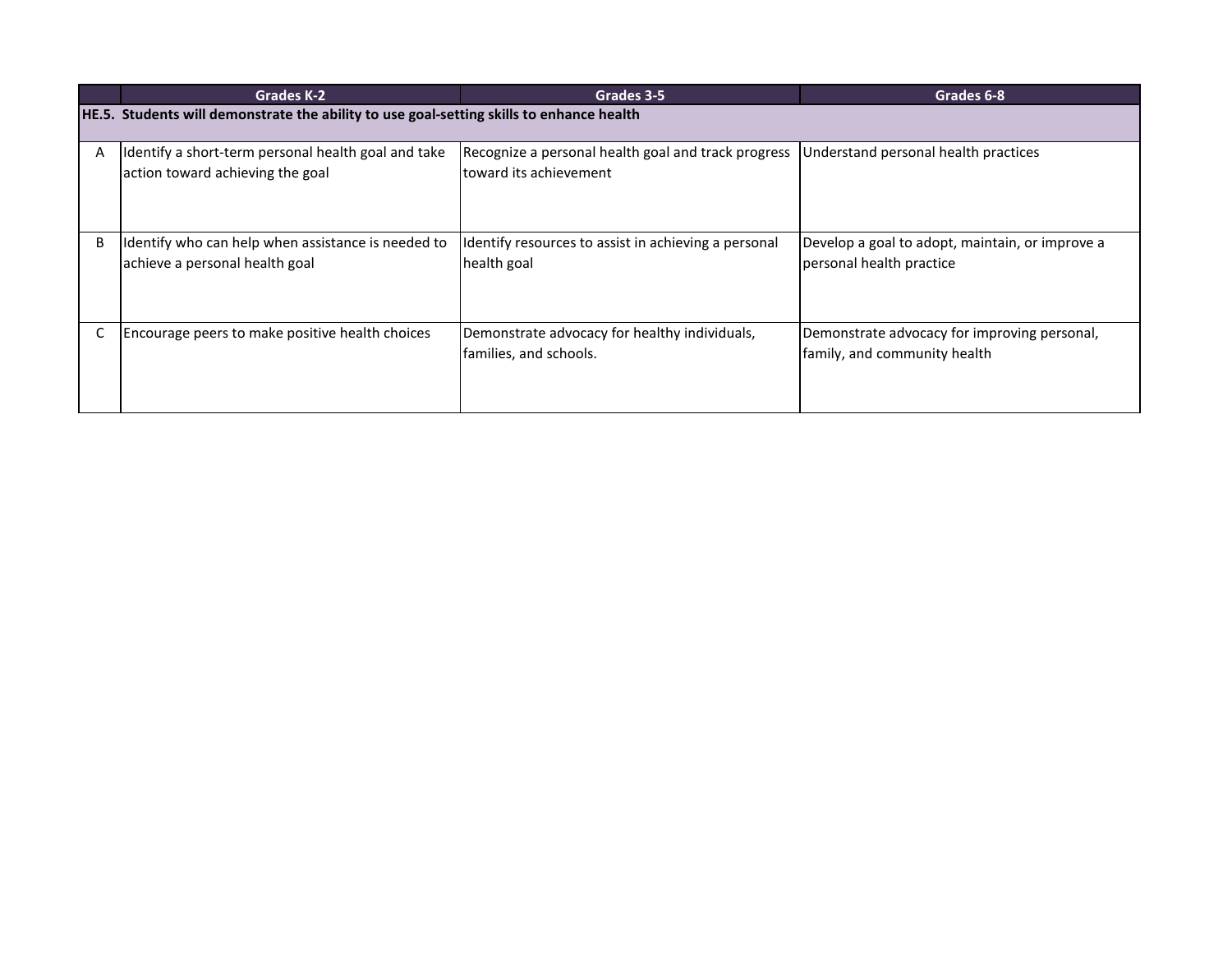| | Grades K-2 | Grades 3-5 | Grades 6-8 |
|---|---|---|---|
| **HE.5. Students will demonstrate the ability to use goal-setting skills to enhance health** | | | |
| A | Identify a short-term personal health goal and take action toward achieving the goal | Recognize a personal health goal and track progress toward its achievement | Understand personal health practices |
| B | Identify who can help when assistance is needed to achieve a personal health goal | Identify resources to assist in achieving a personal health goal | Develop a goal to adopt, maintain, or improve a personal health practice |
| C | Encourage peers to make positive health choices | Demonstrate advocacy for healthy individuals, families, and schools. | Demonstrate advocacy for improving personal, family, and community health |